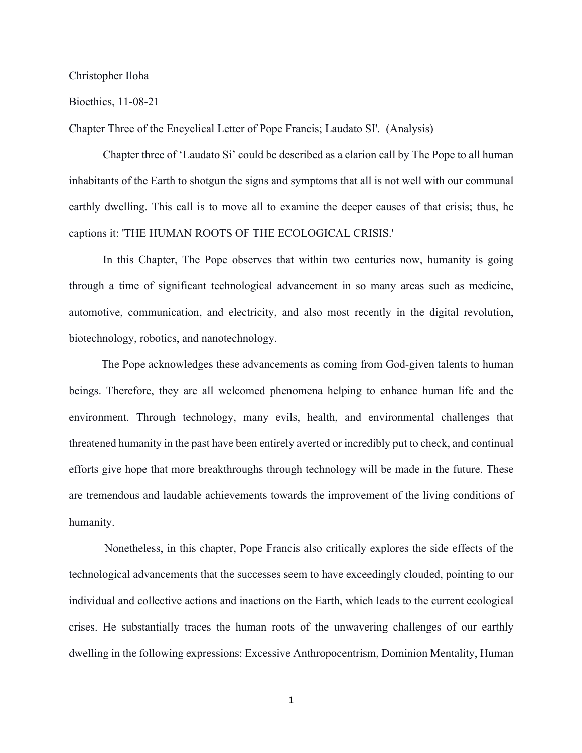Christopher Iloha

Bioethics, 11-08-21

Chapter Three of the Encyclical Letter of Pope Francis; Laudato SI'. (Analysis)

Chapter three of 'Laudato Si' could be described as a clarion call by The Pope to all human inhabitants of the Earth to shotgun the signs and symptoms that all is not well with our communal earthly dwelling. This call is to move all to examine the deeper causes of that crisis; thus, he captions it: 'THE HUMAN ROOTS OF THE ECOLOGICAL CRISIS.'

In this Chapter, The Pope observes that within two centuries now, humanity is going through a time of significant technological advancement in so many areas such as medicine, automotive, communication, and electricity, and also most recently in the digital revolution, biotechnology, robotics, and nanotechnology.

The Pope acknowledges these advancements as coming from God-given talents to human beings. Therefore, they are all welcomed phenomena helping to enhance human life and the environment. Through technology, many evils, health, and environmental challenges that threatened humanity in the past have been entirely averted or incredibly put to check, and continual efforts give hope that more breakthroughs through technology will be made in the future. These are tremendous and laudable achievements towards the improvement of the living conditions of humanity.

Nonetheless, in this chapter, Pope Francis also critically explores the side effects of the technological advancements that the successes seem to have exceedingly clouded, pointing to our individual and collective actions and inactions on the Earth, which leads to the current ecological crises. He substantially traces the human roots of the unwavering challenges of our earthly dwelling in the following expressions: Excessive Anthropocentrism, Dominion Mentality, Human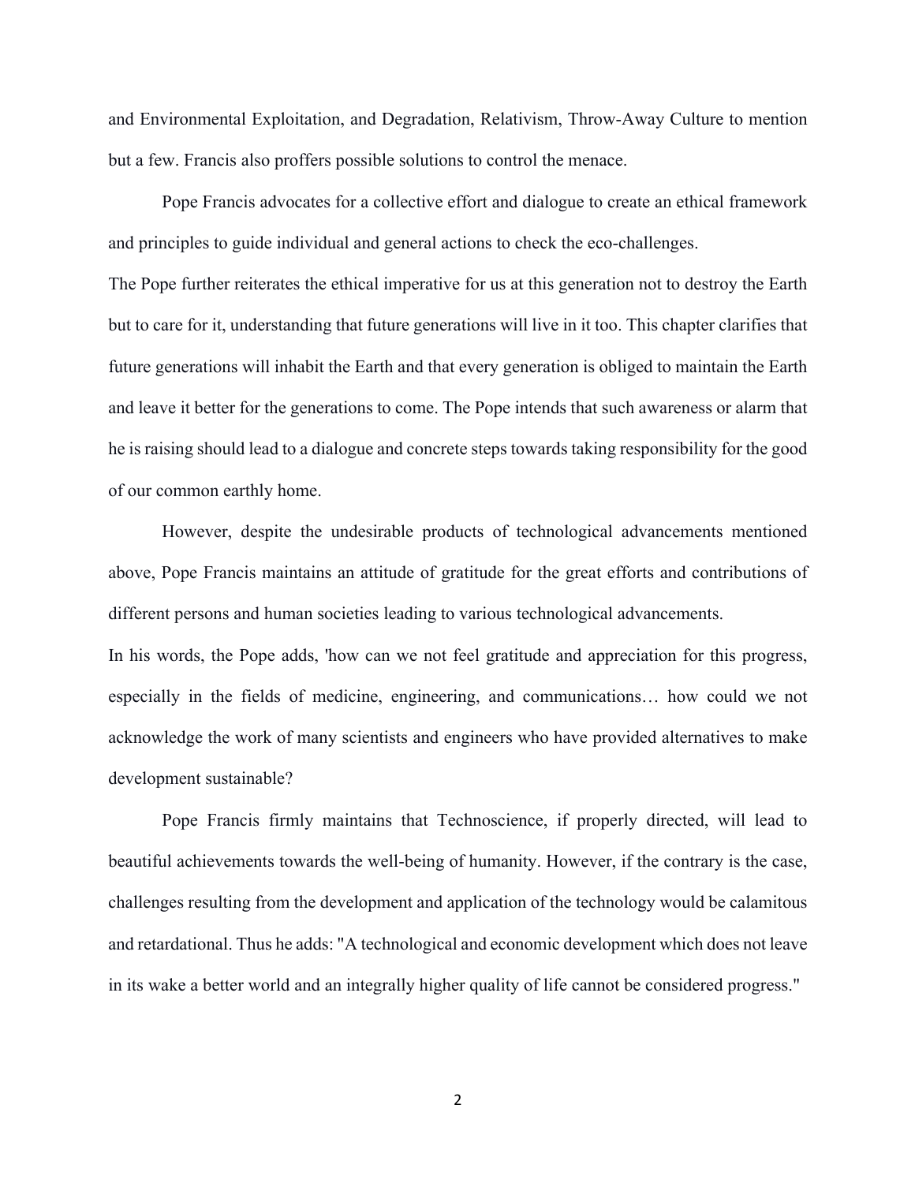and Environmental Exploitation, and Degradation, Relativism, Throw-Away Culture to mention but a few. Francis also proffers possible solutions to control the menace.

Pope Francis advocates for a collective effort and dialogue to create an ethical framework and principles to guide individual and general actions to check the eco-challenges.

The Pope further reiterates the ethical imperative for us at this generation not to destroy the Earth but to care for it, understanding that future generations will live in it too. This chapter clarifies that future generations will inhabit the Earth and that every generation is obliged to maintain the Earth and leave it better for the generations to come. The Pope intends that such awareness or alarm that he is raising should lead to a dialogue and concrete steps towards taking responsibility for the good of our common earthly home.

However, despite the undesirable products of technological advancements mentioned above, Pope Francis maintains an attitude of gratitude for the great efforts and contributions of different persons and human societies leading to various technological advancements.

In his words, the Pope adds, 'how can we not feel gratitude and appreciation for this progress, especially in the fields of medicine, engineering, and communications… how could we not acknowledge the work of many scientists and engineers who have provided alternatives to make development sustainable?

Pope Francis firmly maintains that Technoscience, if properly directed, will lead to beautiful achievements towards the well-being of humanity. However, if the contrary is the case, challenges resulting from the development and application of the technology would be calamitous and retardational. Thus he adds: "A technological and economic development which does not leave in its wake a better world and an integrally higher quality of life cannot be considered progress."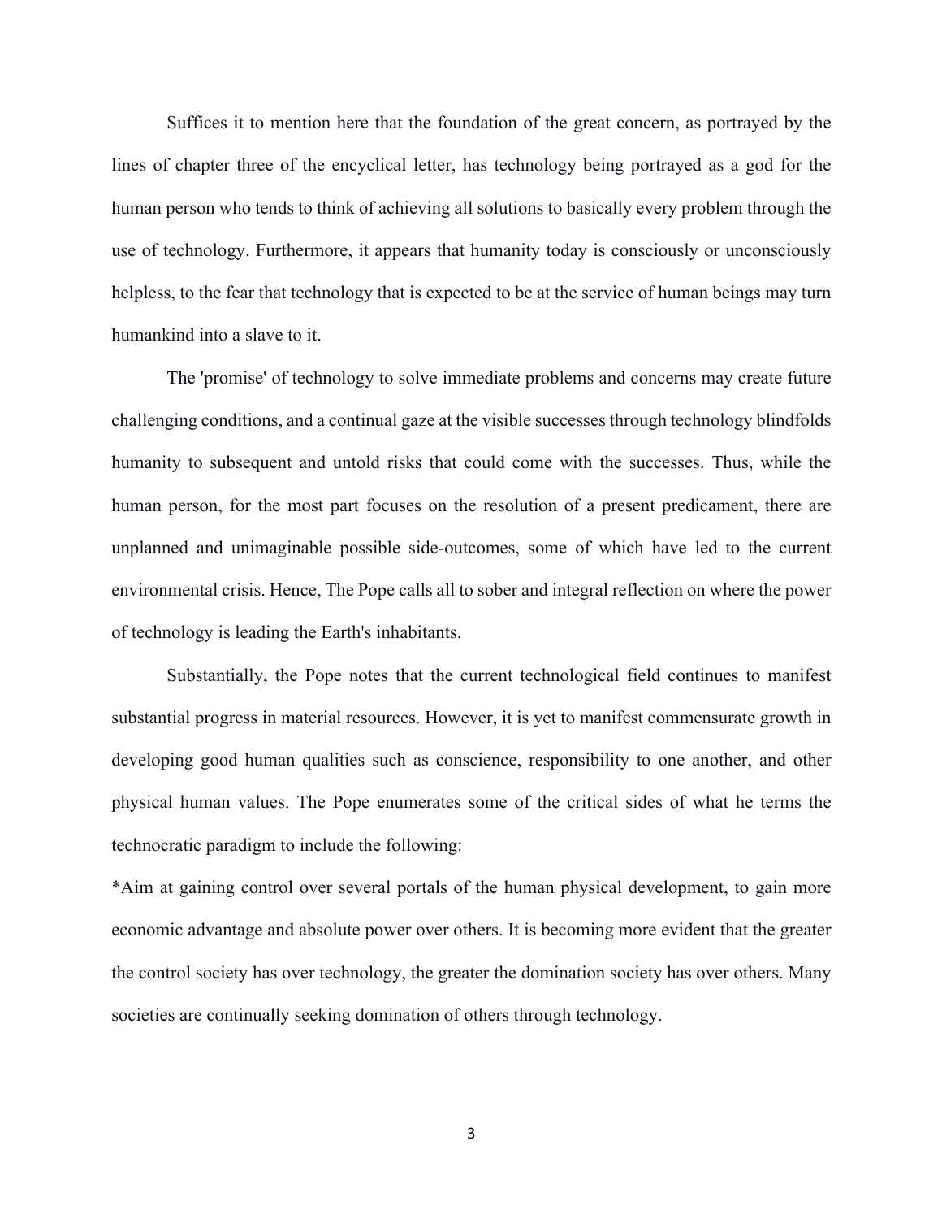Suffices it to mention here that the foundation of the great concern, as portrayed by the lines of chapter three of the encyclical letter, has technology being portrayed as a god for the human person who tends to think of achieving all solutions to basically every problem through the use of technology. Furthermore, it appears that humanity today is consciously or unconsciously helpless, to the fear that technology that is expected to be at the service of human beings may turn humankind into a slave to it.

The 'promise' of technology to solve immediate problems and concerns may create future challenging conditions, and a continual gaze at the visible successes through technology blindfolds humanity to subsequent and untold risks that could come with the successes. Thus, while the human person, for the most part focuses on the resolution of a present predicament, there are unplanned and unimaginable possible side-outcomes, some of which have led to the current environmental crisis. Hence, The Pope calls all to sober and integral reflection on where the power of technology is leading the Earth's inhabitants.

Substantially, the Pope notes that the current technological field continues to manifest substantial progress in material resources. However, it is yet to manifest commensurate growth in developing good human qualities such as conscience, responsibility to one another, and other physical human values. The Pope enumerates some of the critical sides of what he terms the technocratic paradigm to include the following:

*Aim at gaining control over several portals of the human physical development, to gain more economic advantage and absolute power over others. It is becoming more evident that the greater the control society has over technology, the greater the domination society has over others. Many societies are continually seeking domination of others through technology.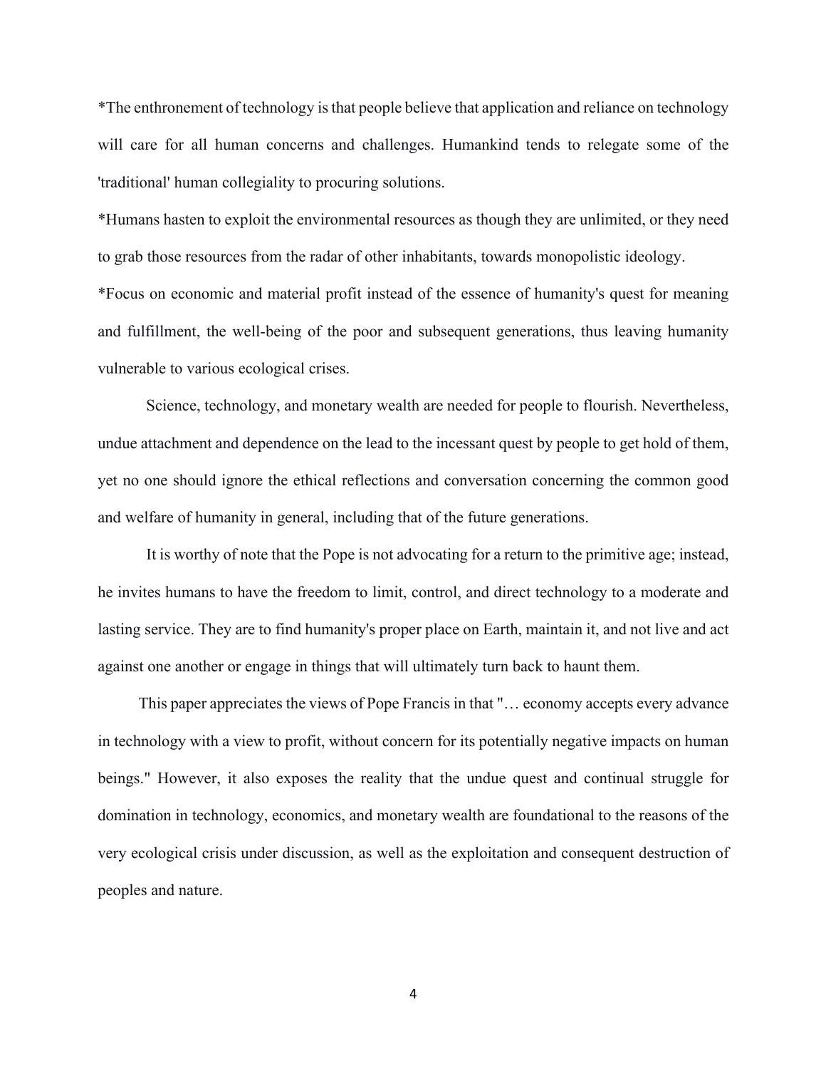*The enthronement of technology is that people believe that application and reliance on technology will care for all human concerns and challenges. Humankind tends to relegate some of the 'traditional' human collegiality to procuring solutions.

*Humans hasten to exploit the environmental resources as though they are unlimited, or they need to grab those resources from the radar of other inhabitants, towards monopolistic ideology.

*Focus on economic and material profit instead of the essence of humanity's quest for meaning and fulfillment, the well-being of the poor and subsequent generations, thus leaving humanity vulnerable to various ecological crises.

Science, technology, and monetary wealth are needed for people to flourish. Nevertheless, undue attachment and dependence on the lead to the incessant quest by people to get hold of them, yet no one should ignore the ethical reflections and conversation concerning the common good and welfare of humanity in general, including that of the future generations.

It is worthy of note that the Pope is not advocating for a return to the primitive age; instead, he invites humans to have the freedom to limit, control, and direct technology to a moderate and lasting service. They are to find humanity's proper place on Earth, maintain it, and not live and act against one another or engage in things that will ultimately turn back to haunt them.

This paper appreciates the views of Pope Francis in that "… economy accepts every advance in technology with a view to profit, without concern for its potentially negative impacts on human beings." However, it also exposes the reality that the undue quest and continual struggle for domination in technology, economics, and monetary wealth are foundational to the reasons of the very ecological crisis under discussion, as well as the exploitation and consequent destruction of peoples and nature.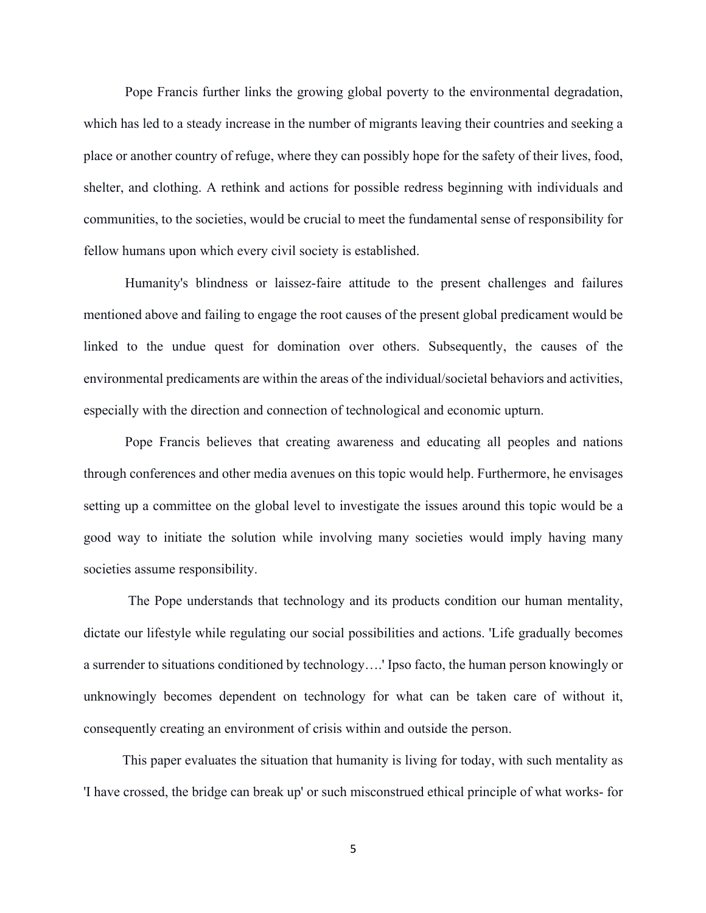Pope Francis further links the growing global poverty to the environmental degradation, which has led to a steady increase in the number of migrants leaving their countries and seeking a place or another country of refuge, where they can possibly hope for the safety of their lives, food, shelter, and clothing. A rethink and actions for possible redress beginning with individuals and communities, to the societies, would be crucial to meet the fundamental sense of responsibility for fellow humans upon which every civil society is established.

Humanity's blindness or laissez-faire attitude to the present challenges and failures mentioned above and failing to engage the root causes of the present global predicament would be linked to the undue quest for domination over others. Subsequently, the causes of the environmental predicaments are within the areas of the individual/societal behaviors and activities, especially with the direction and connection of technological and economic upturn.

Pope Francis believes that creating awareness and educating all peoples and nations through conferences and other media avenues on this topic would help. Furthermore, he envisages setting up a committee on the global level to investigate the issues around this topic would be a good way to initiate the solution while involving many societies would imply having many societies assume responsibility.

The Pope understands that technology and its products condition our human mentality, dictate our lifestyle while regulating our social possibilities and actions. 'Life gradually becomes a surrender to situations conditioned by technology….' Ipso facto, the human person knowingly or unknowingly becomes dependent on technology for what can be taken care of without it, consequently creating an environment of crisis within and outside the person.

This paper evaluates the situation that humanity is living for today, with such mentality as 'I have crossed, the bridge can break up' or such misconstrued ethical principle of what works- for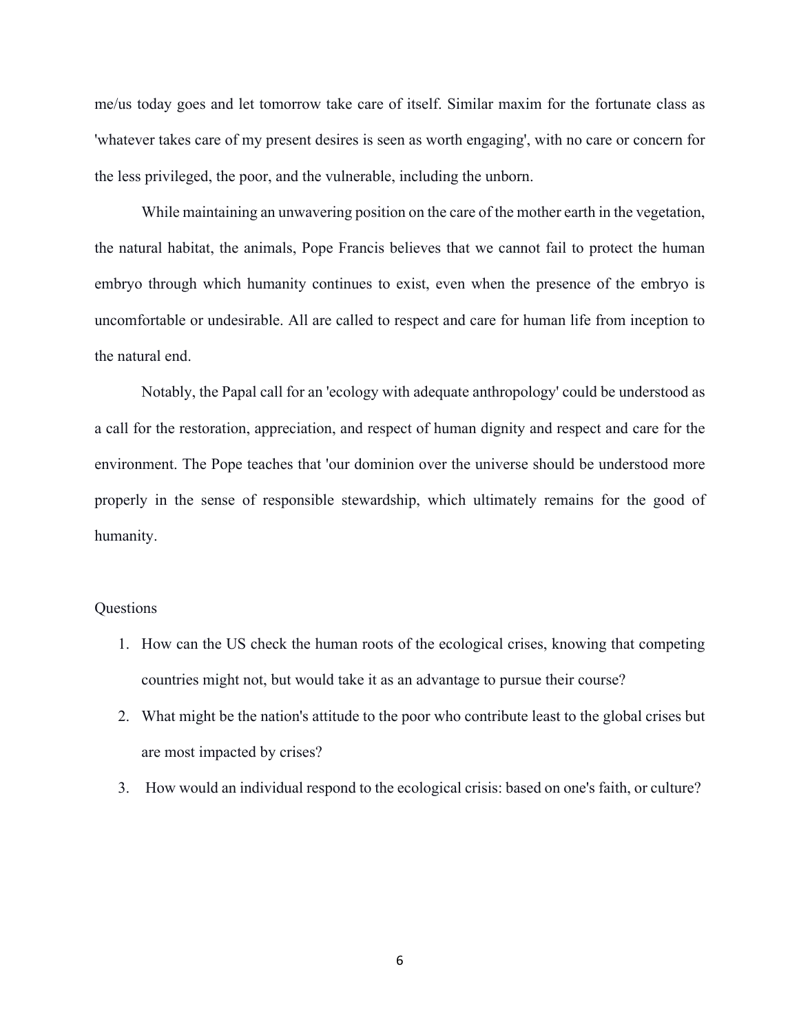me/us today goes and let tomorrow take care of itself. Similar maxim for the fortunate class as 'whatever takes care of my present desires is seen as worth engaging', with no care or concern for the less privileged, the poor, and the vulnerable, including the unborn.

While maintaining an unwavering position on the care of the mother earth in the vegetation, the natural habitat, the animals, Pope Francis believes that we cannot fail to protect the human embryo through which humanity continues to exist, even when the presence of the embryo is uncomfortable or undesirable. All are called to respect and care for human life from inception to the natural end.

Notably, the Papal call for an 'ecology with adequate anthropology' could be understood as a call for the restoration, appreciation, and respect of human dignity and respect and care for the environment. The Pope teaches that 'our dominion over the universe should be understood more properly in the sense of responsible stewardship, which ultimately remains for the good of humanity.

Questions

1. How can the US check the human roots of the ecological crises, knowing that competing countries might not, but would take it as an advantage to pursue their course?
2. What might be the nation's attitude to the poor who contribute least to the global crises but are most impacted by crises?
3. How would an individual respond to the ecological crisis: based on one's faith, or culture?